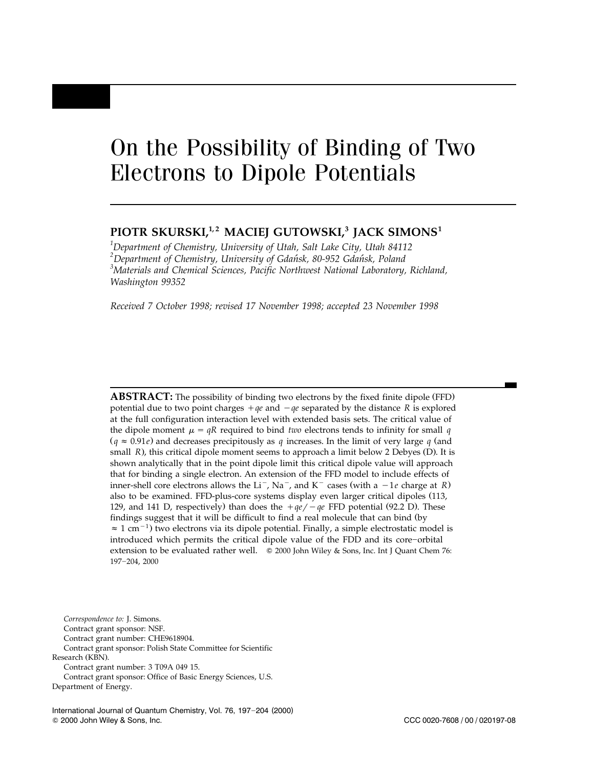# On the Possibility of Binding of Two Electrons to Dipole Potentials

**PIOTR SKURSKI,[1,2] MACIEJ GUTOWSKI,[3] JACK SIMONS[1]**

[1] *Department of Chemistry, University of Utah, Salt Lake City, Utah 84112*
[2] *Department of Chemistry, University of Gdańsk, 80-952 Gdańsk, Poland*
[3] *Materials and Chemical Sciences, Pacific Northwest National Laboratory, Richland, Washington 99352*

*Received 7 October 1998; revised 17 November 1998; accepted 23 November 1998*

**ABSTRACT:** The possibility of binding two electrons by the fixed finite dipole (FFD) potential due to two point charges $+qe$ and $-qe$ separated by the distance $R$ is explored at the full configuration interaction level with extended basis sets. The critical value of the dipole moment $\mu = qR$ required to bind *two* electrons tends to infinity for small $q$ ($q \approx 0.91e$) and decreases precipitously as $q$ increases. In the limit of very large $q$ (and small $R$), this critical dipole moment seems to approach a limit below 2 Debyes (D). It is shown analytically that in the point dipole limit this critical dipole value will approach that for binding a single electron. An extension of the FFD model to include effects of inner-shell core electrons allows the $Li^-$, $Na^-$, and $K^-$ cases (with a $-1e$ charge at $R$) also to be examined. FFD-plus-core systems display even larger critical dipoles (113, 129, and 141 D, respectively) than does the $+qe/-qe$ FFD potential (92.2 D). These findings suggest that it will be difficult to find a real molecule that can bind (by $\approx 1\ \text{cm}^{-1}$) two electrons via its dipole potential. Finally, a simple electrostatic model is introduced which permits the critical dipole value of the FDD and its core–orbital extension to be evaluated rather well. © 2000 John Wiley & Sons, Inc. Int J Quant Chem 76: 197–204, 2000

*Correspondence to:* J. Simons.
Contract grant sponsor: NSF.
Contract grant number: CHE9618904.
Contract grant sponsor: Polish State Committee for Scientific Research (KBN).
Contract grant number: 3 T09A 049 15.
Contract grant sponsor: Office of Basic Energy Sciences, U.S. Department of Energy.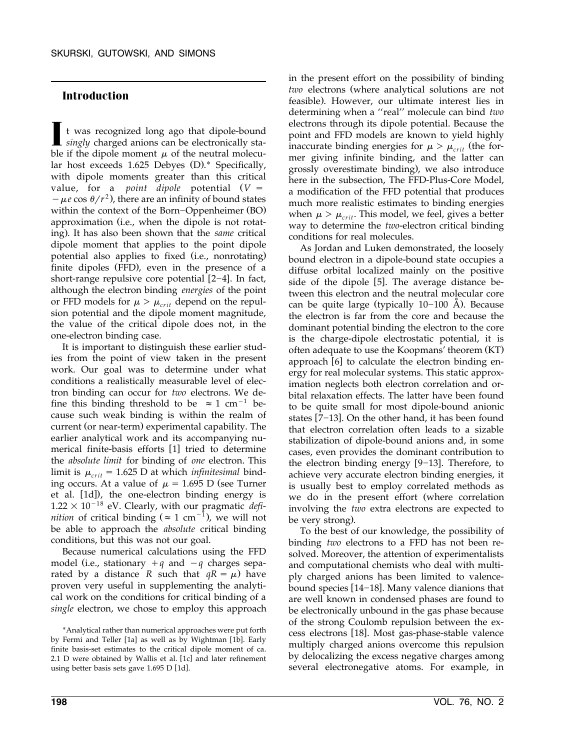## Introduction

It was recognized long ago that dipole-bound *singly* charged anions can be electronically stable if the dipole moment $\mu$ of the neutral molecular host exceeds 1.625 Debyes (D).* Specifically, with dipole moments greater than this critical value, for a *point dipole* potential ($V = -\mu e \cos\theta/r^2$), there are an infinity of bound states within the context of the Born–Oppenheimer (BO) approximation (i.e., when the dipole is not rotating). It has also been shown that the *same* critical dipole moment that applies to the point dipole potential also applies to fixed (i.e., nonrotating) finite dipoles (FFD), even in the presence of a short-range repulsive core potential [2–4]. In fact, although the electron binding *energies* of the point or FFD models for $\mu > \mu_{crit}$ depend on the repulsion potential and the dipole moment magnitude, the value of the critical dipole does not, in the one-electron binding case.

It is important to distinguish these earlier studies from the point of view taken in the present work. Our goal was to determine under what conditions a realistically measurable level of electron binding can occur for *two* electrons. We define this binding threshold to be $\approx 1\ \text{cm}^{-1}$ because such weak binding is within the realm of current (or near-term) experimental capability. The earlier analytical work and its accompanying numerical finite-basis efforts [1] tried to determine the *absolute limit* for binding of *one* electron. This limit is $\mu_{crit} = 1.625$ D at which *infinitesimal* binding occurs. At a value of $\mu = 1.695$ D (see Turner et al. [1d]), the one-electron binding energy is $1.22 \times 10^{-18}$ eV. Clearly, with our pragmatic *definition* of critical binding ($\approx 1\ \text{cm}^{-1}$), we will not be able to approach the *absolute* critical binding conditions, but this was not our goal.

Because numerical calculations using the FFD model (i.e., stationary $+q$ and $-q$ charges separated by a distance $R$ such that $qR = \mu$) have proven very useful in supplementing the analytical work on the conditions for critical binding of a *single* electron, we chose to employ this approach in the present effort on the possibility of binding *two* electrons (where analytical solutions are not feasible). However, our ultimate interest lies in determining when a "real" molecule can bind *two* electrons through its dipole potential. Because the point and FFD models are known to yield highly inaccurate binding energies for $\mu > \mu_{crit}$ (the former giving infinite binding, and the latter can grossly overestimate binding), we also introduce here in the subsection, The FFD-Plus-Core Model, a modification of the FFD potential that produces much more realistic estimates to binding energies when $\mu > \mu_{crit}$. This model, we feel, gives a better way to determine the *two*-electron critical binding conditions for real molecules.

As Jordan and Luken demonstrated, the loosely bound electron in a dipole-bound state occupies a diffuse orbital localized mainly on the positive side of the dipole [5]. The average distance between this electron and the neutral molecular core can be quite large (typically 10–100 Å). Because the electron is far from the core and because the dominant potential binding the electron to the core is the charge-dipole electrostatic potential, it is often adequate to use the Koopmans' theorem (KT) approach [6] to calculate the electron binding energy for real molecular systems. This static approximation neglects both electron correlation and orbital relaxation effects. The latter have been found to be quite small for most dipole-bound anionic states [7–13]. On the other hand, it has been found that electron correlation often leads to a sizable stabilization of dipole-bound anions and, in some cases, even provides the dominant contribution to the electron binding energy [9–13]. Therefore, to achieve very accurate electron binding energies, it is usually best to employ correlated methods as we do in the present effort (where correlation involving the *two* extra electrons are expected to be very strong).

To the best of our knowledge, the possibility of binding *two* electrons to a FFD has not been resolved. Moreover, the attention of experimentalists and computational chemists who deal with multiply charged anions has been limited to valence-bound species [14–18]. Many valence dianions that are well known in condensed phases are found to be electronically unbound in the gas phase because of the strong Coulomb repulsion between the excess electrons [18]. Most gas-phase-stable valence multiply charged anions overcome this repulsion by delocalizing the excess negative charges among several electronegative atoms. For example, in

*Analytical rather than numerical approaches were put forth by Fermi and Teller [1a] as well as by Wightman [1b]. Early finite basis-set estimates to the critical dipole moment of ca. 2.1 D were obtained by Wallis et al. [1c] and later refinement using better basis sets gave 1.695 D [1d].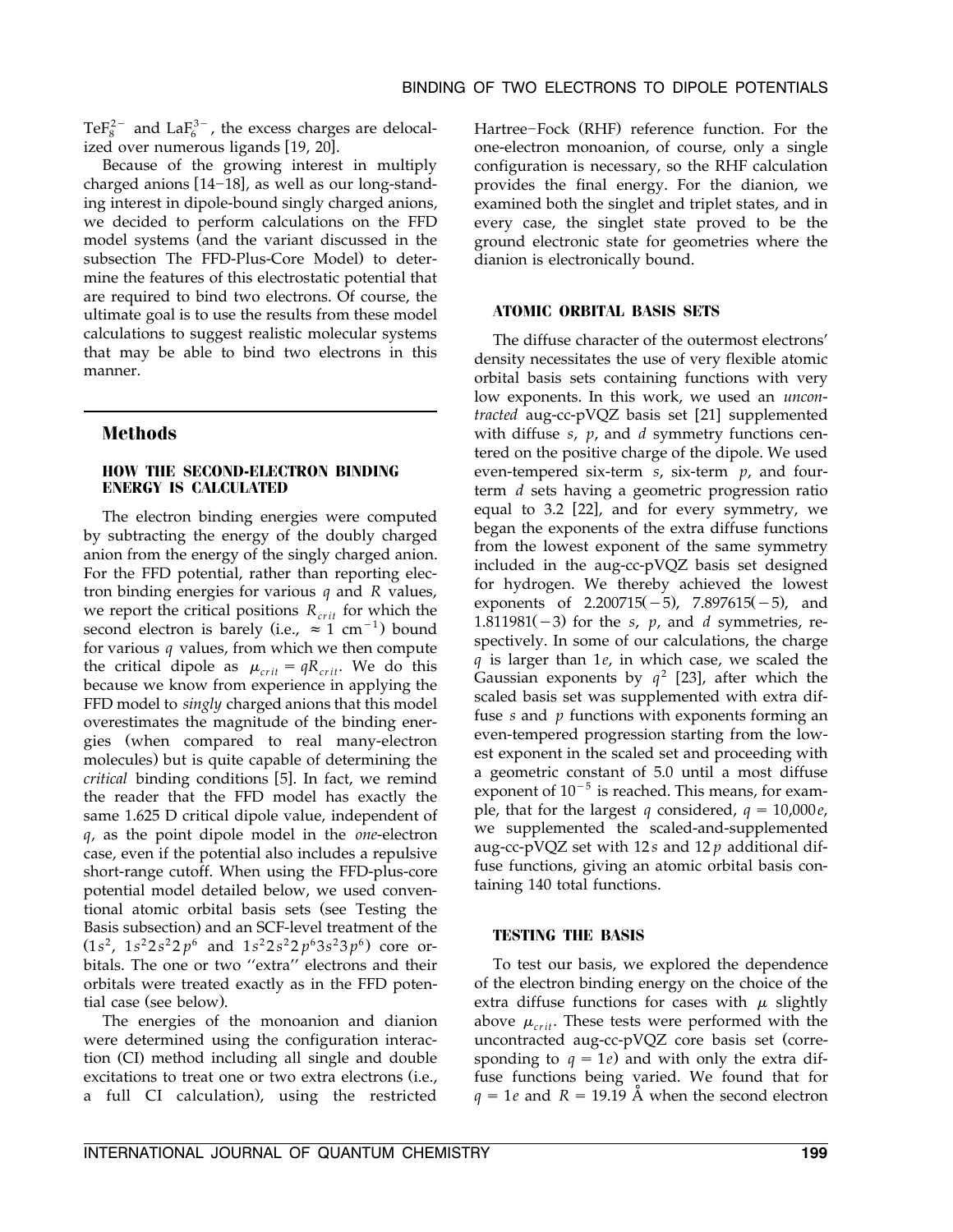$TeF_8^{2-}$ and $LaF_6^{3-}$, the excess charges are delocalized over numerous ligands [19, 20].

Because of the growing interest in multiply charged anions [14–18], as well as our long-standing interest in dipole-bound singly charged anions, we decided to perform calculations on the FFD model systems (and the variant discussed in the subsection The FFD-Plus-Core Model) to determine the features of this electrostatic potential that are required to bind two electrons. Of course, the ultimate goal is to use the results from these model calculations to suggest realistic molecular systems that may be able to bind two electrons in this manner.

## Methods

### HOW THE SECOND-ELECTRON BINDING ENERGY IS CALCULATED

The electron binding energies were computed by subtracting the energy of the doubly charged anion from the energy of the singly charged anion. For the FFD potential, rather than reporting electron binding energies for various $q$ and $R$ values, we report the critical positions $R_{crit}$ for which the second electron is barely (i.e., $\approx 1\ \text{cm}^{-1}$) bound for various $q$ values, from which we then compute the critical dipole as $\mu_{crit} = qR_{crit}$. We do this because we know from experience in applying the FFD model to *singly* charged anions that this model overestimates the magnitude of the binding energies (when compared to real many-electron molecules) but is quite capable of determining the *critical* binding conditions [5]. In fact, we remind the reader that the FFD model has exactly the same 1.625 D critical dipole value, independent of $q$, as the point dipole model in the *one*-electron case, even if the potential also includes a repulsive short-range cutoff. When using the FFD-plus-core potential model detailed below, we used conventional atomic orbital basis sets (see Testing the Basis subsection) and an SCF-level treatment of the ($1s^2$, $1s^2 2s^2 2p^6$ and $1s^2 2s^2 2p^6 3s^2 3p^6$) core orbitals. The one or two ''extra'' electrons and their orbitals were treated exactly as in the FFD potential case (see below).

The energies of the monoanion and dianion were determined using the configuration interaction (CI) method including all single and double excitations to treat one or two extra electrons (i.e., a full CI calculation), using the restricted Hartree–Fock (RHF) reference function. For the one-electron monoanion, of course, only a single configuration is necessary, so the RHF calculation provides the final energy. For the dianion, we examined both the singlet and triplet states, and in every case, the singlet state proved to be the ground electronic state for geometries where the dianion is electronically bound.

### ATOMIC ORBITAL BASIS SETS

The diffuse character of the outermost electrons' density necessitates the use of very flexible atomic orbital basis sets containing functions with very low exponents. In this work, we used an *uncontracted* aug-cc-pVQZ basis set [21] supplemented with diffuse $s$, $p$, and $d$ symmetry functions centered on the positive charge of the dipole. We used even-tempered six-term $s$, six-term $p$, and four-term $d$ sets having a geometric progression ratio equal to 3.2 [22], and for every symmetry, we began the exponents of the extra diffuse functions from the lowest exponent of the same symmetry included in the aug-cc-pVQZ basis set designed for hydrogen. We thereby achieved the lowest exponents of 2.200715(−5), 7.897615(−5), and 1.811981(−3) for the $s$, $p$, and $d$ symmetries, respectively. In some of our calculations, the charge $q$ is larger than $1e$, in which case, we scaled the Gaussian exponents by $q^2$ [23], after which the scaled basis set was supplemented with extra diffuse $s$ and $p$ functions with exponents forming an even-tempered progression starting from the lowest exponent in the scaled set and proceeding with a geometric constant of 5.0 until a most diffuse exponent of $10^{-5}$ is reached. This means, for example, that for the largest $q$ considered, $q = 10{,}000e$, we supplemented the scaled-and-supplemented aug-cc-pVQZ set with $12s$ and $12p$ additional diffuse functions, giving an atomic orbital basis containing 140 total functions.

### TESTING THE BASIS

To test our basis, we explored the dependence of the electron binding energy on the choice of the extra diffuse functions for cases with $\mu$ slightly above $\mu_{crit}$. These tests were performed with the uncontracted aug-cc-pVQZ core basis set (corresponding to $q = 1e$) and with only the extra diffuse functions being varied. We found that for $q = 1e$ and $R = 19.19$ Å when the second electron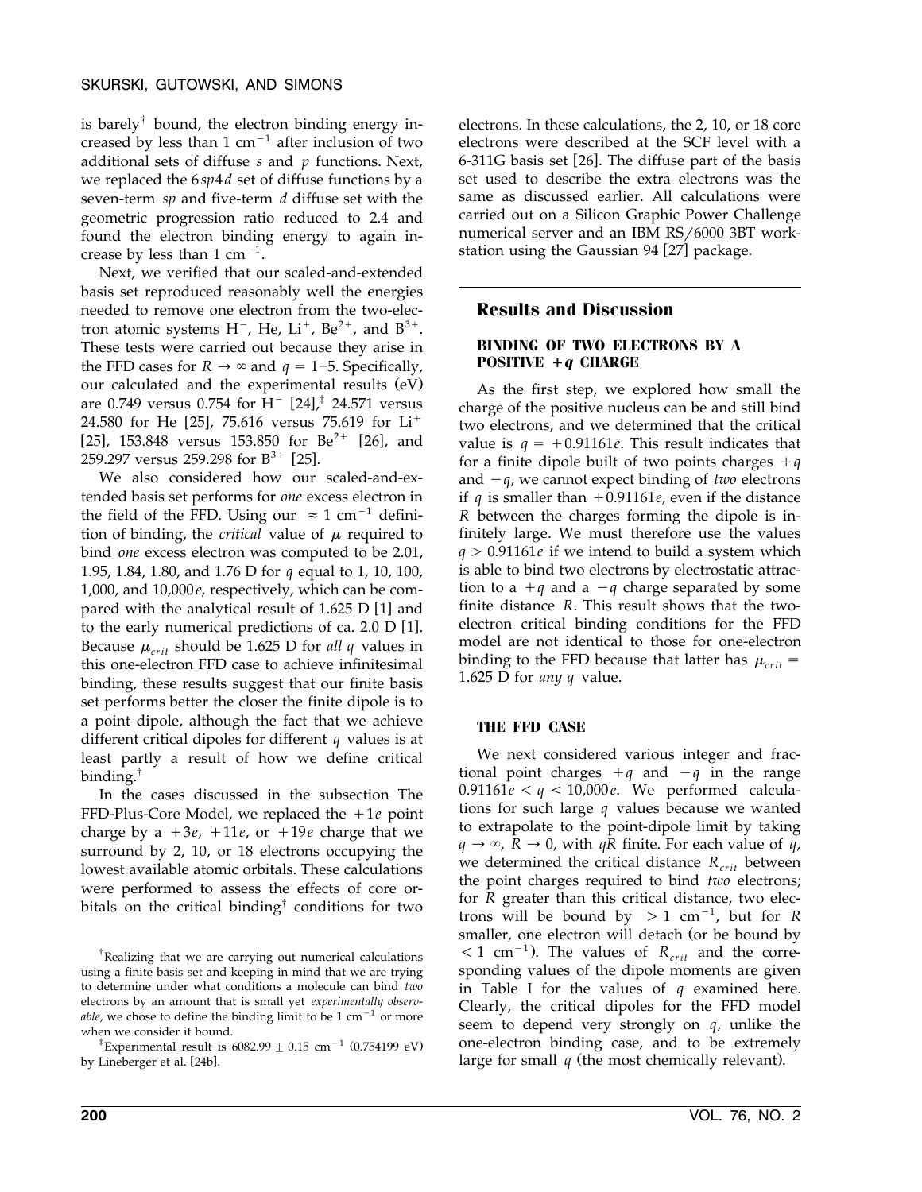is barely[†] bound, the electron binding energy increased by less than 1 $cm^{-1}$ after inclusion of two additional sets of diffuse *s* and *p* functions. Next, we replaced the $6sp4d$ set of diffuse functions by a seven-term *sp* and five-term *d* diffuse set with the geometric progression ratio reduced to 2.4 and found the electron binding energy to again increase by less than 1 $cm^{-1}$.

Next, we verified that our scaled-and-extended basis set reproduced reasonably well the energies needed to remove one electron from the two-electron atomic systems $H^-$, He, $Li^+$, $Be^{2+}$, and $B^{3+}$. These tests were carried out because they arise in the FFD cases for $R \to \infty$ and $q = 1$–5. Specifically, our calculated and the experimental results (eV) are 0.749 versus 0.754 for $H^-$ [24],[‡] 24.571 versus 24.580 for He [25], 75.616 versus 75.619 for $Li^+$ [25], 153.848 versus 153.850 for $Be^{2+}$ [26], and 259.297 versus 259.298 for $B^{3+}$ [25].

We also considered how our scaled-and-extended basis set performs for *one* excess electron in the field of the FFD. Using our $\approx 1$ $cm^{-1}$ definition of binding, the *critical* value of $\mu$ required to bind *one* excess electron was computed to be 2.01, 1.95, 1.84, 1.80, and 1.76 D for *q* equal to 1, 10, 100, 1,000, and 10,000$e$, respectively, which can be compared with the analytical result of 1.625 D [1] and to the early numerical predictions of ca. 2.0 D [1]. Because $\mu_{crit}$ should be 1.625 D for *all q* values in this one-electron FFD case to achieve infinitesimal binding, these results suggest that our finite basis set performs better the closer the finite dipole is to a point dipole, although the fact that we achieve different critical dipoles for different *q* values is at least partly a result of how we define critical binding.[†]

In the cases discussed in the subsection The FFD-Plus-Core Model, we replaced the $+1e$ point charge by a $+3e$, $+11e$, or $+19e$ charge that we surround by 2, 10, or 18 electrons occupying the lowest available atomic orbitals. These calculations were performed to assess the effects of core orbitals on the critical binding[†] conditions for two electrons. In these calculations, the 2, 10, or 18 core electrons were described at the SCF level with a 6-311G basis set [26]. The diffuse part of the basis set used to describe the extra electrons was the same as discussed earlier. All calculations were carried out on a Silicon Graphic Power Challenge numerical server and an IBM RS/6000 3BT workstation using the Gaussian 94 [27] package.

[†] Realizing that we are carrying out numerical calculations using a finite basis set and keeping in mind that we are trying to determine under what conditions a molecule can bind *two* electrons by an amount that is small yet *experimentally observable*, we chose to define the binding limit to be 1 $cm^{-1}$ or more when we consider it bound.

[‡] Experimental result is 6082.99 ± 0.15 $cm^{-1}$ (0.754199 eV) by Lineberger et al. [24b].

## Results and Discussion

### BINDING OF TWO ELECTRONS BY A POSITIVE $+q$ CHARGE

As the first step, we explored how small the charge of the positive nucleus can be and still bind two electrons, and we determined that the critical value is $q = +0.91161e$. This result indicates that for a finite dipole built of two points charges $+q$ and $-q$, we cannot expect binding of *two* electrons if *q* is smaller than $+0.91161e$, even if the distance *R* between the charges forming the dipole is infinitely large. We must therefore use the values $q > 0.91161e$ if we intend to build a system which is able to bind two electrons by electrostatic attraction to a $+q$ and a $-q$ charge separated by some finite distance *R*. This result shows that the two-electron critical binding conditions for the FFD model are not identical to those for one-electron binding to the FFD because that latter has $\mu_{crit} =$ 1.625 D for *any q* value.

### THE FFD CASE

We next considered various integer and fractional point charges $+q$ and $-q$ in the range $0.91161e < q \leq 10{,}000e$. We performed calculations for such large *q* values because we wanted to extrapolate to the point-dipole limit by taking $q \to \infty$, $R \to 0$, with $qR$ finite. For each value of *q*, we determined the critical distance $R_{crit}$ between the point charges required to bind *two* electrons; for *R* greater than this critical distance, two electrons will be bound by $> 1$ $cm^{-1}$, but for *R* smaller, one electron will detach (or be bound by $< 1$ $cm^{-1}$). The values of $R_{crit}$ and the corresponding values of the dipole moments are given in Table I for the values of *q* examined here. Clearly, the critical dipoles for the FFD model seem to depend very strongly on *q*, unlike the one-electron binding case, and to be extremely large for small *q* (the most chemically relevant).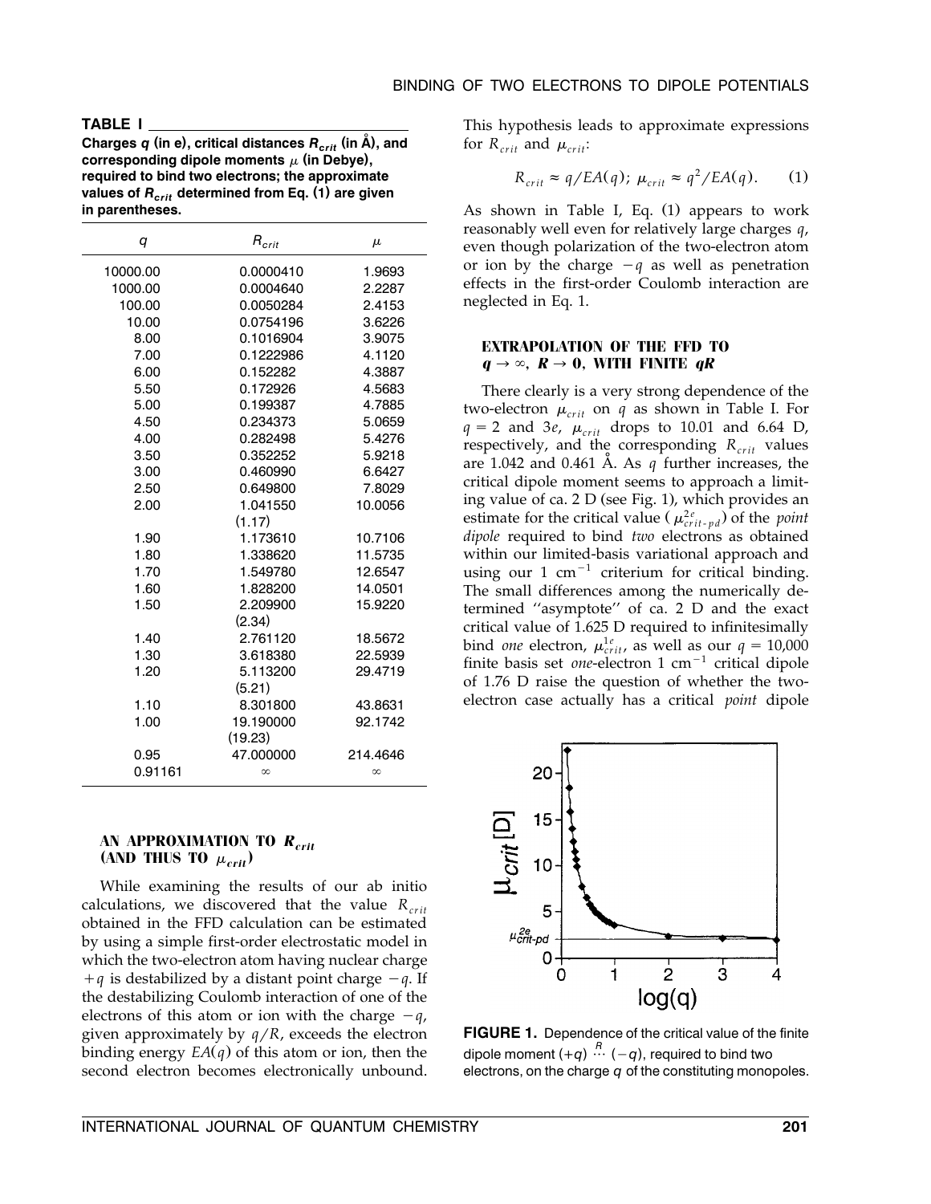**TABLE I**

**Charges $q$ (in e), critical distances $R_{crit}$ (in Å), and corresponding dipole moments $\mu$ (in Debye), required to bind two electrons; the approximate values of $R_{crit}$ determined from Eq. (1) are given in parentheses.**

| $q$ | $R_{crit}$ | $\mu$ |
|---|---|---|
| 10000.00 | 0.0000410 | 1.9693 |
| 1000.00 | 0.0004640 | 2.2287 |
| 100.00 | 0.0050284 | 2.4153 |
| 10.00 | 0.0754196 | 3.6226 |
| 8.00 | 0.1016904 | 3.9075 |
| 7.00 | 0.1222986 | 4.1120 |
| 6.00 | 0.152282 | 4.3887 |
| 5.50 | 0.172926 | 4.5683 |
| 5.00 | 0.199387 | 4.7885 |
| 4.50 | 0.234373 | 5.0659 |
| 4.00 | 0.282498 | 5.4276 |
| 3.50 | 0.352252 | 5.9218 |
| 3.00 | 0.460990 | 6.6427 |
| 2.50 | 0.649800 | 7.8029 |
| 2.00 | 1.041550 (1.17) | 10.0056 |
| 1.90 | 1.173610 | 10.7106 |
| 1.80 | 1.338620 | 11.5735 |
| 1.70 | 1.549780 | 12.6547 |
| 1.60 | 1.828200 | 14.0501 |
| 1.50 | 2.209900 (2.34) | 15.9220 |
| 1.40 | 2.761120 | 18.5672 |
| 1.30 | 3.618380 | 22.5939 |
| 1.20 | 5.113200 (5.21) | 29.4719 |
| 1.10 | 8.301800 | 43.8631 |
| 1.00 | 19.190000 (19.23) | 92.1742 |
| 0.95 | 47.000000 | 214.4646 |
| 0.91161 | $\infty$ | $\infty$ |

## AN APPROXIMATION TO $R_{crit}$ (AND THUS TO $\mu_{crit}$)

While examining the results of our ab initio calculations, we discovered that the value $R_{crit}$ obtained in the FFD calculation can be estimated by using a simple first-order electrostatic model in which the two-electron atom having nuclear charge $+q$ is destabilized by a distant point charge $-q$. If the destabilizing Coulomb interaction of one of the electrons of this atom or ion with the charge $-q$, given approximately by $q/R$, exceeds the electron binding energy $EA(q)$ of this atom or ion, then the second electron becomes electronically unbound. This hypothesis leads to approximate expressions for $R_{crit}$ and $\mu_{crit}$:

$$R_{crit} \approx q/EA(q); \; \mu_{crit} \approx q^2/EA(q). \qquad (1)$$

As shown in Table I, Eq. (1) appears to work reasonably well even for relatively large charges $q$, even though polarization of the two-electron atom or ion by the charge $-q$ as well as penetration effects in the first-order Coulomb interaction are neglected in Eq. 1.

## EXTRAPOLATION OF THE FFD TO $q \to \infty$, $R \to 0$, WITH FINITE $qR$

There clearly is a very strong dependence of the two-electron $\mu_{crit}$ on $q$ as shown in Table I. For $q = 2$ and $3e$, $\mu_{crit}$ drops to 10.01 and 6.64 D, respectively, and the corresponding $R_{crit}$ values are 1.042 and 0.461 Å. As $q$ further increases, the critical dipole moment seems to approach a limiting value of ca. 2 D (see Fig. 1), which provides an estimate for the critical value ($\mu^{2e}_{crit\text{-}pd}$) of the *point dipole* required to bind *two* electrons as obtained within our limited-basis variational approach and using our 1 cm$^{-1}$ criterium for critical binding. The small differences among the numerically determined "asymptote" of ca. 2 D and the exact critical value of 1.625 D required to infinitesimally bind *one* electron, $\mu^{1e}_{crit}$, as well as our $q = 10{,}000$ finite basis set *one*-electron 1 cm$^{-1}$ critical dipole of 1.76 D raise the question of whether the two-electron case actually has a critical *point* dipole

**FIGURE 1.** Dependence of the critical value of the finite dipole moment $(+q) \overset{R}{\cdots} (-q)$, required to bind two electrons, on the charge $q$ of the constituting monopoles.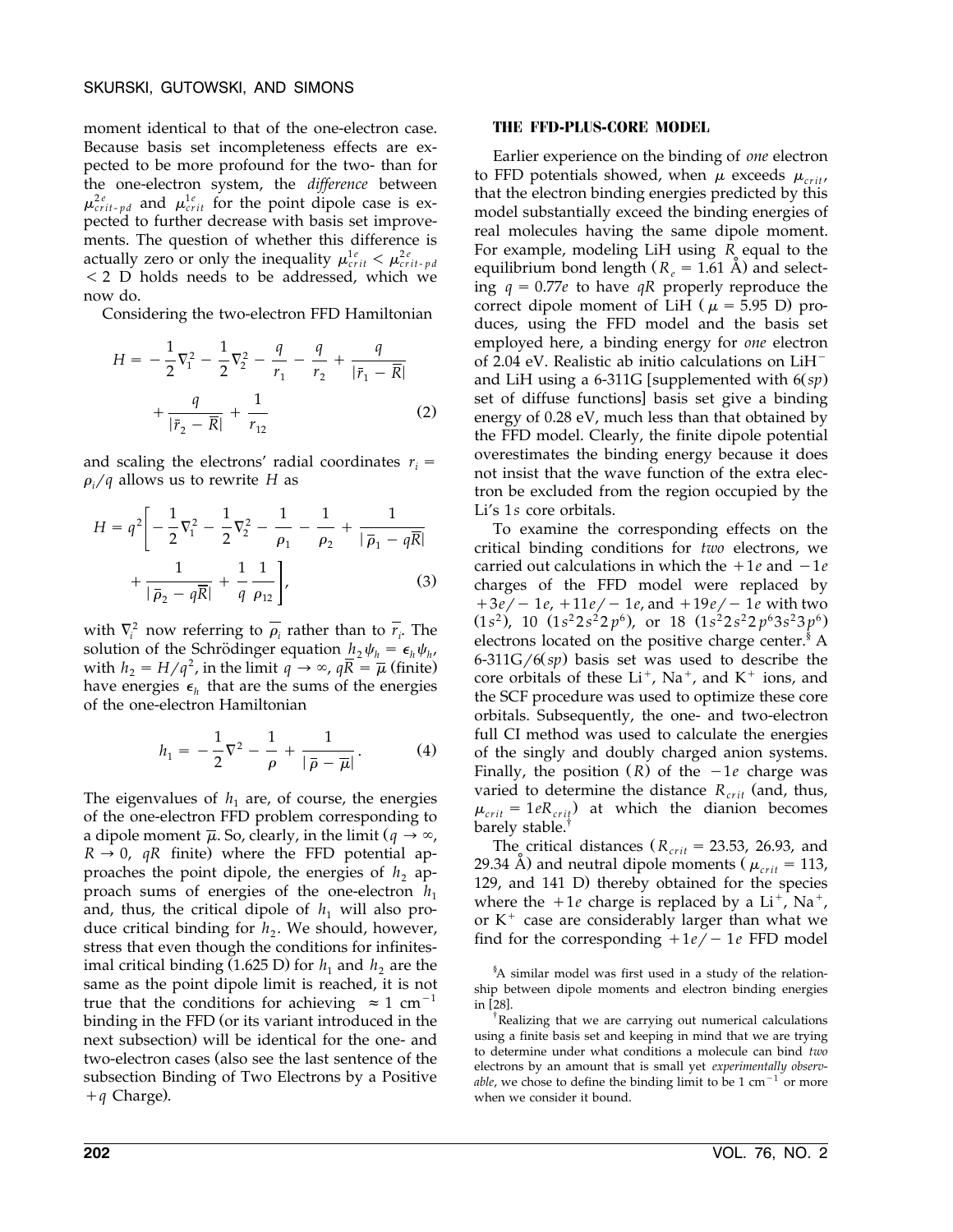moment identical to that of the one-electron case. Because basis set incompleteness effects are expected to be more profound for the two- than for the one-electron system, the *difference* between $\mu^{2e}_{crit-pd}$ and $\mu^{1e}_{crit}$ for the point dipole case is expected to further decrease with basis set improvements. The question of whether this difference is actually zero or only the inequality $\mu^{1e}_{crit} < \mu^{2e}_{crit-pd} < 2$ D holds needs to be addressed, which we now do.

Considering the two-electron FFD Hamiltonian

$$H = -\frac{1}{2}\nabla_1^2 - \frac{1}{2}\nabla_2^2 - \frac{q}{r_1} - \frac{q}{r_2} + \frac{q}{|\bar{r}_1 - \bar{R}|} + \frac{q}{|\bar{r}_2 - \bar{R}|} + \frac{1}{r_{12}} \tag{2}$$

and scaling the electrons' radial coordinates $r_i = \rho_i/q$ allows us to rewrite $H$ as

$$H = q^2\left[-\frac{1}{2}\nabla_1^2 - \frac{1}{2}\nabla_2^2 - \frac{1}{\rho_1} - \frac{1}{\rho_2} + \frac{1}{|\bar{\rho}_1 - q\bar{R}|} + \frac{1}{|\bar{\rho}_2 - q\bar{R}|} + \frac{1}{q}\frac{1}{\rho_{12}}\right], \tag{3}$$

with $\nabla_i^2$ now referring to $\bar{\rho}_i$ rather than to $\bar{r}_i$. The solution of the Schrödinger equation $h_2\psi_h = \epsilon_h\psi_h$, with $h_2 = H/q^2$, in the limit $q \to \infty$, $q\bar{R} = \bar{\mu}$ (finite) have energies $\epsilon_h$ that are the sums of the energies of the one-electron Hamiltonian

$$h_1 = -\frac{1}{2}\nabla^2 - \frac{1}{\rho} + \frac{1}{|\bar{\rho} - \bar{\mu}|}. \tag{4}$$

The eigenvalues of $h_1$ are, of course, the energies of the one-electron FFD problem corresponding to a dipole moment $\bar{\mu}$. So, clearly, in the limit ($q \to \infty$, $R \to 0$, $qR$ finite) where the FFD potential approaches the point dipole, the energies of $h_2$ approach sums of energies of the one-electron $h_1$ and, thus, the critical dipole of $h_1$ will also produce critical binding for $h_2$. We should, however, stress that even though the conditions for infinitesimal critical binding (1.625 D) for $h_1$ and $h_2$ are the same as the point dipole limit is reached, it is not true that the conditions for achieving $\approx 1$ cm$^{-1}$ binding in the FFD (or its variant introduced in the next subsection) will be identical for the one- and two-electron cases (also see the last sentence of the subsection Binding of Two Electrons by a Positive $+q$ Charge).

## THE FFD-PLUS-CORE MODEL

Earlier experience on the binding of *one* electron to FFD potentials showed, when $\mu$ exceeds $\mu_{crit}$, that the electron binding energies predicted by this model substantially exceed the binding energies of real molecules having the same dipole moment. For example, modeling LiH using $R$ equal to the equilibrium bond length ($R_e = 1.61$ Å) and selecting $q = 0.77e$ to have $qR$ properly reproduce the correct dipole moment of LiH ($\mu = 5.95$ D) produces, using the FFD model and the basis set employed here, a binding energy for *one* electron of 2.04 eV. Realistic ab initio calculations on $LiH^-$ and LiH using a 6-311G [supplemented with 6(*sp*) set of diffuse functions] basis set give a binding energy of 0.28 eV, much less than that obtained by the FFD model. Clearly, the finite dipole potential overestimates the binding energy because it does not insist that the wave function of the extra electron be excluded from the region occupied by the Li's 1*s* core orbitals.

To examine the corresponding effects on the critical binding conditions for *two* electrons, we carried out calculations in which the $+1e$ and $-1e$ charges of the FFD model were replaced by $+3e/-1e$, $+11e/-1e$, and $+19e/-1e$ with two ($1s^2$), 10 ($1s^22s^22p^6$), or 18 ($1s^22s^22p^63s^23p^6$) electrons located on the positive charge center.[§] A 6-311G/6(*sp*) basis set was used to describe the core orbitals of these $Li^+$, $Na^+$, and $K^+$ ions, and the SCF procedure was used to optimize these core orbitals. Subsequently, the one- and two-electron full CI method was used to calculate the energies of the singly and doubly charged anion systems. Finally, the position ($R$) of the $-1e$ charge was varied to determine the distance $R_{crit}$ (and, thus, $\mu_{crit} = 1eR_{crit}$) at which the dianion becomes barely stable.[†]

The critical distances ($R_{crit} = 23.53$, 26.93, and 29.34 Å) and neutral dipole moments ($\mu_{crit} = 113$, 129, and 141 D) thereby obtained for the species where the $+1e$ charge is replaced by a $Li^+$, $Na^+$, or $K^+$ case are considerably larger than what we find for the corresponding $+1e/-1e$ FFD model

[§]A similar model was first used in a study of the relationship between dipole moments and electron binding energies in [28].

[†]Realizing that we are carrying out numerical calculations using a finite basis set and keeping in mind that we are trying to determine under what conditions a molecule can bind *two* electrons by an amount that is small yet *experimentally observable*, we chose to define the binding limit to be 1 cm$^{-1}$ or more when we consider it bound.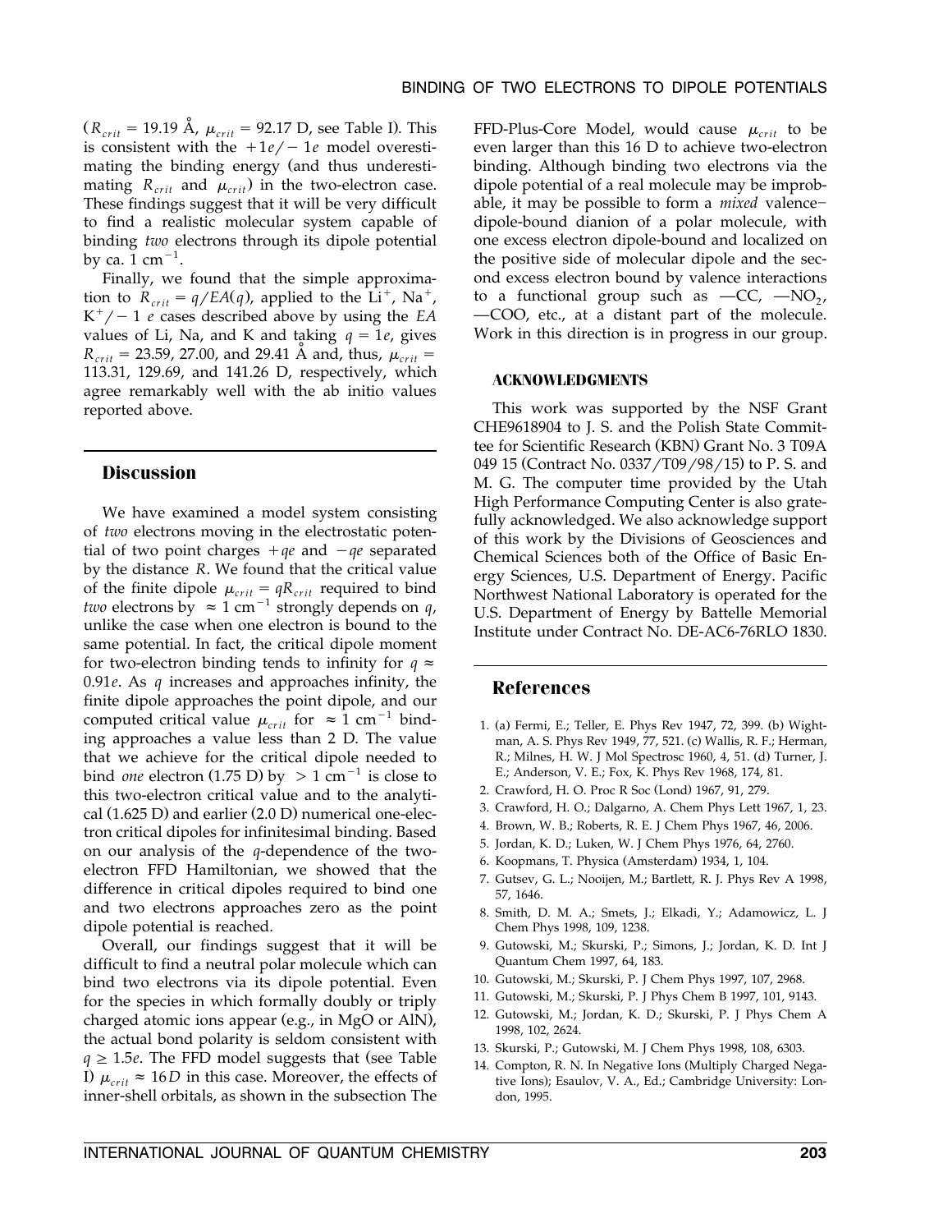($R_{crit}$ = 19.19 Å, $\mu_{crit}$ = 92.17 D, see Table I). This is consistent with the $+1e/-1e$ model overestimating the binding energy (and thus underestimating $R_{crit}$ and $\mu_{crit}$) in the two-electron case. These findings suggest that it will be very difficult to find a realistic molecular system capable of binding *two* electrons through its dipole potential by ca. 1 $cm^{-1}$.

Finally, we found that the simple approximation to $R_{crit} = q/EA(q)$, applied to the $Li^+$, $Na^+$, $K^+/-1\ e$ cases described above by using the *EA* values of Li, Na, and K and taking $q = 1e$, gives $R_{crit}$ = 23.59, 27.00, and 29.41 Å and, thus, $\mu_{crit}$ = 113.31, 129.69, and 141.26 D, respectively, which agree remarkably well with the ab initio values reported above.

## Discussion

We have examined a model system consisting of *two* electrons moving in the electrostatic potential of two point charges $+qe$ and $-qe$ separated by the distance $R$. We found that the critical value of the finite dipole $\mu_{crit} = qR_{crit}$ required to bind *two* electrons by $\approx 1$ $cm^{-1}$ strongly depends on $q$, unlike the case when one electron is bound to the same potential. In fact, the critical dipole moment for two-electron binding tends to infinity for $q \approx 0.91e$. As $q$ increases and approaches infinity, the finite dipole approaches the point dipole, and our computed critical value $\mu_{crit}$ for $\approx 1$ $cm^{-1}$ binding approaches a value less than 2 D. The value that we achieve for the critical dipole needed to bind *one* electron (1.75 D) by $> 1$ $cm^{-1}$ is close to this two-electron critical value and to the analytical (1.625 D) and earlier (2.0 D) numerical one-electron critical dipoles for infinitesimal binding. Based on our analysis of the $q$-dependence of the two-electron FFD Hamiltonian, we showed that the difference in critical dipoles required to bind one and two electrons approaches zero as the point dipole potential is reached.

Overall, our findings suggest that it will be difficult to find a neutral polar molecule which can bind two electrons via its dipole potential. Even for the species in which formally doubly or triply charged atomic ions appear (e.g., in MgO or AlN), the actual bond polarity is seldom consistent with $q \geq 1.5e$. The FFD model suggests that (see Table I) $\mu_{crit} \approx 16D$ in this case. Moreover, the effects of inner-shell orbitals, as shown in the subsection The FFD-Plus-Core Model, would cause $\mu_{crit}$ to be even larger than this 16 D to achieve two-electron binding. Although binding two electrons via the dipole potential of a real molecule may be improbable, it may be possible to form a *mixed* valence–dipole-bound dianion of a polar molecule, with one excess electron dipole-bound and localized on the positive side of molecular dipole and the second excess electron bound by valence interactions to a functional group such as —CC, —$NO_2$, —COO, etc., at a distant part of the molecule. Work in this direction is in progress in our group.

### ACKNOWLEDGMENTS

This work was supported by the NSF Grant CHE9618904 to J. S. and the Polish State Committee for Scientific Research (KBN) Grant No. 3 T09A 049 15 (Contract No. 0337/T09/98/15) to P. S. and M. G. The computer time provided by the Utah High Performance Computing Center is also gratefully acknowledged. We also acknowledge support of this work by the Divisions of Geosciences and Chemical Sciences both of the Office of Basic Energy Sciences, U.S. Department of Energy. Pacific Northwest National Laboratory is operated for the U.S. Department of Energy by Battelle Memorial Institute under Contract No. DE-AC6-76RLO 1830.

## References

1. (a) Fermi, E.; Teller, E. Phys Rev 1947, 72, 399. (b) Wightman, A. S. Phys Rev 1949, 77, 521. (c) Wallis, R. F.; Herman, R.; Milnes, H. W. J Mol Spectrosc 1960, 4, 51. (d) Turner, J. E.; Anderson, V. E.; Fox, K. Phys Rev 1968, 174, 81.
2. Crawford, H. O. Proc R Soc (Lond) 1967, 91, 279.
3. Crawford, H. O.; Dalgarno, A. Chem Phys Lett 1967, 1, 23.
4. Brown, W. B.; Roberts, R. E. J Chem Phys 1967, 46, 2006.
5. Jordan, K. D.; Luken, W. J Chem Phys 1976, 64, 2760.
6. Koopmans, T. Physica (Amsterdam) 1934, 1, 104.
7. Gutsev, G. L.; Nooijen, M.; Bartlett, R. J. Phys Rev A 1998, 57, 1646.
8. Smith, D. M. A.; Smets, J.; Elkadi, Y.; Adamowicz, L. J Chem Phys 1998, 109, 1238.
9. Gutowski, M.; Skurski, P.; Simons, J.; Jordan, K. D. Int J Quantum Chem 1997, 64, 183.
10. Gutowski, M.; Skurski, P. J Chem Phys 1997, 107, 2968.
11. Gutowski, M.; Skurski, P. J Phys Chem B 1997, 101, 9143.
12. Gutowski, M.; Jordan, K. D.; Skurski, P. J Phys Chem A 1998, 102, 2624.
13. Skurski, P.; Gutowski, M. J Chem Phys 1998, 108, 6303.
14. Compton, R. N. In Negative Ions (Multiply Charged Negative Ions); Esaulov, V. A., Ed.; Cambridge University: London, 1995.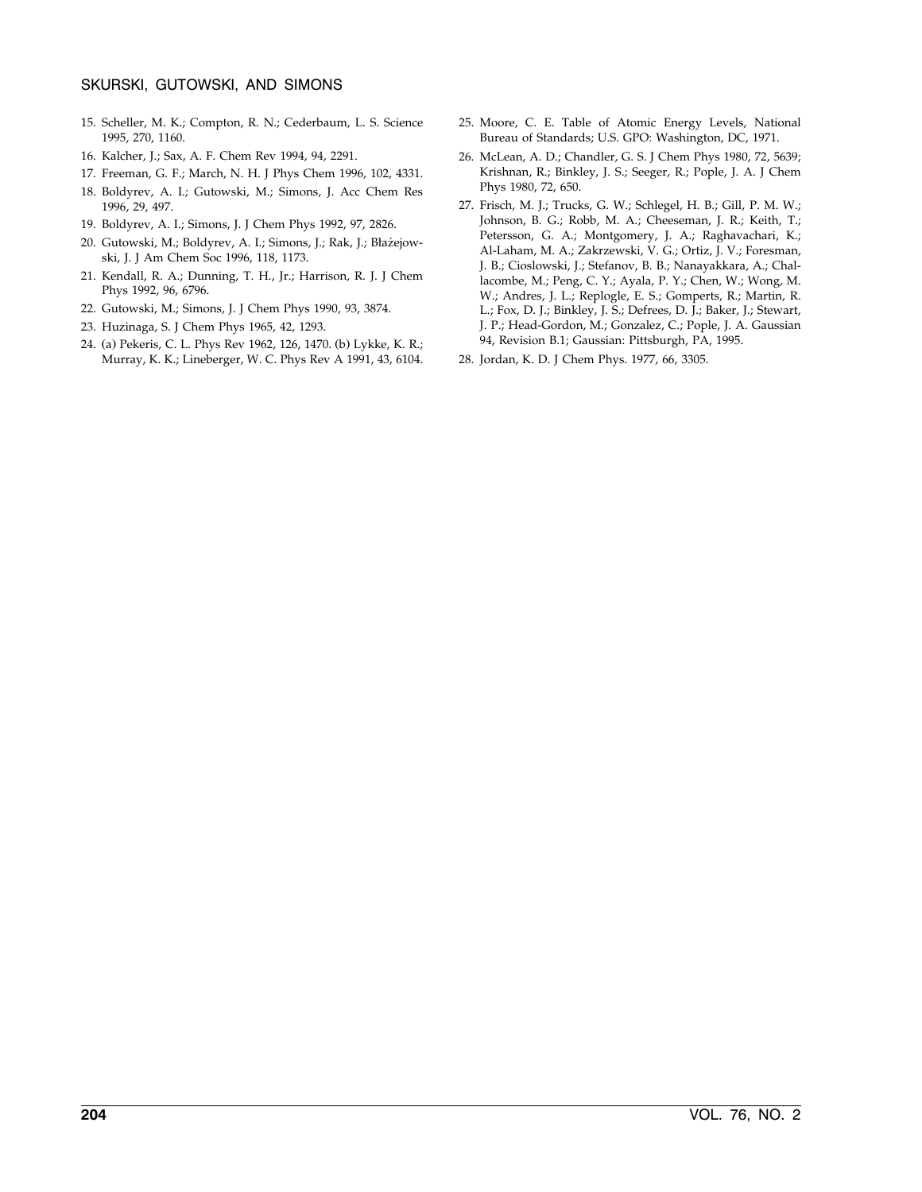15. Scheller, M. K.; Compton, R. N.; Cederbaum, L. S. Science 1995, 270, 1160.
16. Kalcher, J.; Sax, A. F. Chem Rev 1994, 94, 2291.
17. Freeman, G. F.; March, N. H. J Phys Chem 1996, 102, 4331.
18. Boldyrev, A. I.; Gutowski, M.; Simons, J. Acc Chem Res 1996, 29, 497.
19. Boldyrev, A. I.; Simons, J. J Chem Phys 1992, 97, 2826.
20. Gutowski, M.; Boldyrev, A. I.; Simons, J.; Rak, J.; Błażejowski, J. J Am Chem Soc 1996, 118, 1173.
21. Kendall, R. A.; Dunning, T. H., Jr.; Harrison, R. J. J Chem Phys 1992, 96, 6796.
22. Gutowski, M.; Simons, J. J Chem Phys 1990, 93, 3874.
23. Huzinaga, S. J Chem Phys 1965, 42, 1293.
24. (a) Pekeris, C. L. Phys Rev 1962, 126, 1470. (b) Lykke, K. R.; Murray, K. K.; Lineberger, W. C. Phys Rev A 1991, 43, 6104.
25. Moore, C. E. Table of Atomic Energy Levels, National Bureau of Standards; U.S. GPO: Washington, DC, 1971.
26. McLean, A. D.; Chandler, G. S. J Chem Phys 1980, 72, 5639; Krishnan, R.; Binkley, J. S.; Seeger, R.; Pople, J. A. J Chem Phys 1980, 72, 650.
27. Frisch, M. J.; Trucks, G. W.; Schlegel, H. B.; Gill, P. M. W.; Johnson, B. G.; Robb, M. A.; Cheeseman, J. R.; Keith, T.; Petersson, G. A.; Montgomery, J. A.; Raghavachari, K.; Al-Laham, M. A.; Zakrzewski, V. G.; Ortiz, J. V.; Foresman, J. B.; Cioslowski, J.; Stefanov, B. B.; Nanayakkara, A.; Challacombe, M.; Peng, C. Y.; Ayala, P. Y.; Chen, W.; Wong, M. W.; Andres, J. L.; Replogle, E. S.; Gomperts, R.; Martin, R. L.; Fox, D. J.; Binkley, J. S.; Defrees, D. J.; Baker, J.; Stewart, J. P.; Head-Gordon, M.; Gonzalez, C.; Pople, J. A. Gaussian 94, Revision B.1; Gaussian: Pittsburgh, PA, 1995.
28. Jordan, K. D. J Chem Phys. 1977, 66, 3305.